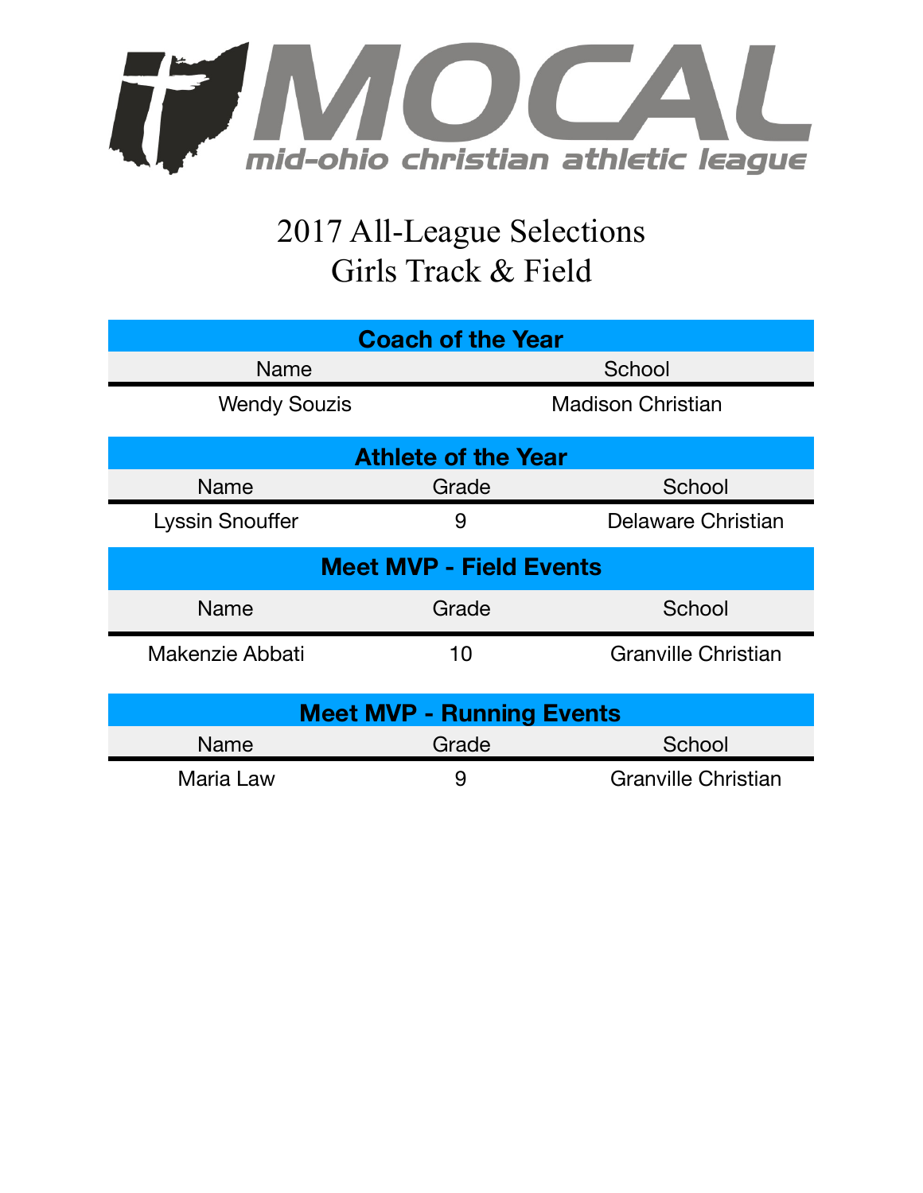# MOCAL

mid-ohio christian athletic league

## 2017 All-League Selections
## Girls Track & Field

| Coach of the Year | |
|---|---|
| Name | School |
| Wendy Souzis | Madison Christian |

| Athlete of the Year | | |
|---|---|---|
| Name | Grade | School |
| Lyssin Snouffer | 9 | Delaware Christian |

| Meet MVP - Field Events | | |
|---|---|---|
| Name | Grade | School |
| Makenzie Abbati | 10 | Granville Christian |

| Meet MVP - Running Events | | |
|---|---|---|
| Name | Grade | School |
| Maria Law | 9 | Granville Christian |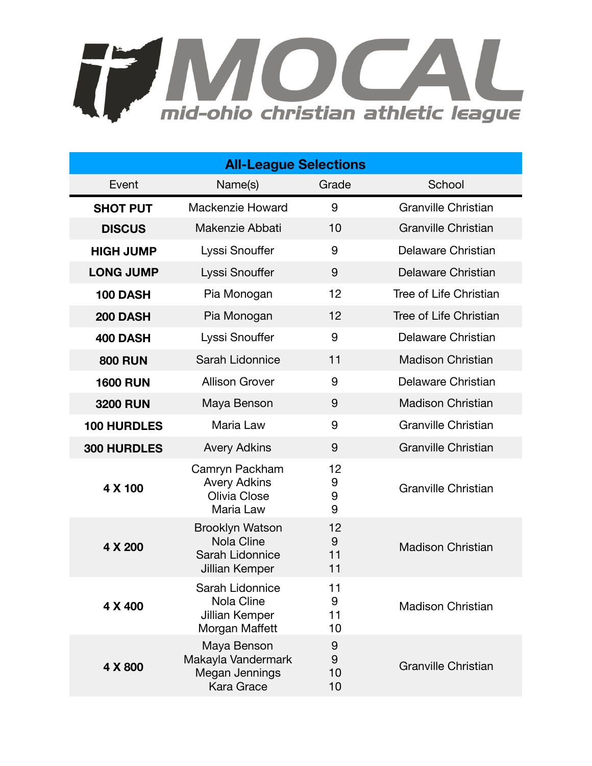# MOCAL

mid-ohio christian athletic league

## All-League Selections

| Event | Name(s) | Grade | School |
|---|---|---|---|
| **SHOT PUT** | Mackenzie Howard | 9 | Granville Christian |
| **DISCUS** | Makenzie Abbati | 10 | Granville Christian |
| **HIGH JUMP** | Lyssi Snouffer | 9 | Delaware Christian |
| **LONG JUMP** | Lyssi Snouffer | 9 | Delaware Christian |
| **100 DASH** | Pia Monogan | 12 | Tree of Life Christian |
| **200 DASH** | Pia Monogan | 12 | Tree of Life Christian |
| **400 DASH** | Lyssi Snouffer | 9 | Delaware Christian |
| **800 RUN** | Sarah Lidonnice | 11 | Madison Christian |
| **1600 RUN** | Allison Grover | 9 | Delaware Christian |
| **3200 RUN** | Maya Benson | 9 | Madison Christian |
| **100 HURDLES** | Maria Law | 9 | Granville Christian |
| **300 HURDLES** | Avery Adkins | 9 | Granville Christian |
| **4 X 100** | Camryn Packham<br>Avery Adkins<br>Olivia Close<br>Maria Law | 12<br>9<br>9<br>9 | Granville Christian |
| **4 X 200** | Brooklyn Watson<br>Nola Cline<br>Sarah Lidonnice<br>Jillian Kemper | 12<br>9<br>11<br>11 | Madison Christian |
| **4 X 400** | Sarah Lidonnice<br>Nola Cline<br>Jillian Kemper<br>Morgan Maffett | 11<br>9<br>11<br>10 | Madison Christian |
| **4 X 800** | Maya Benson<br>Makayla Vandermark<br>Megan Jennings<br>Kara Grace | 9<br>9<br>10<br>10 | Granville Christian |